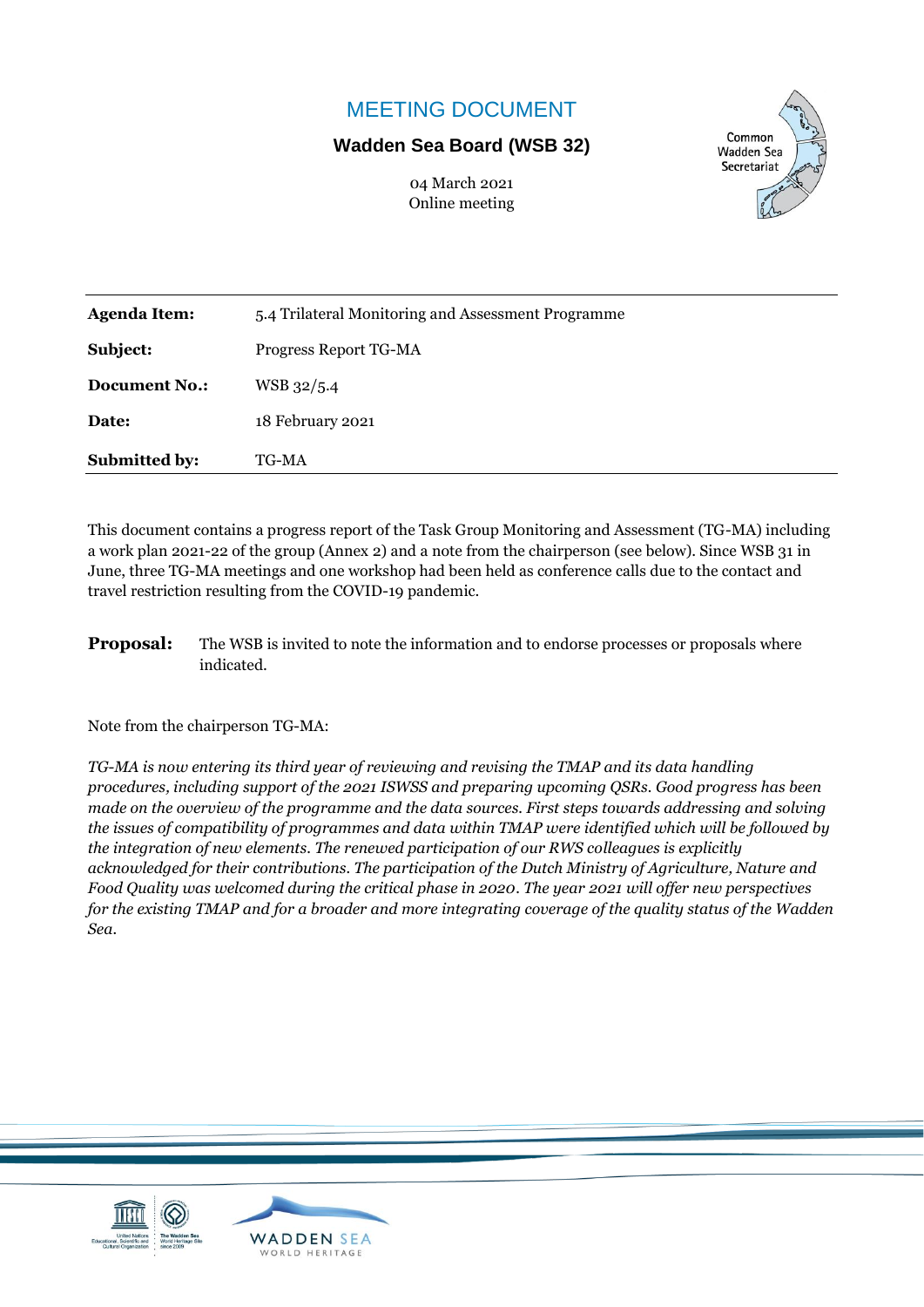# MEETING DOCUMENT

**Wadden Sea Board (WSB 32)**

04 March 2021
Online meeting

Common Wadden Sea Secretariat

| | |
|---|---|
| **Agenda Item:** | 5.4 Trilateral Monitoring and Assessment Programme |
| **Subject:** | Progress Report TG-MA |
| **Document No.:** | WSB 32/5.4 |
| **Date:** | 18 February 2021 |
| **Submitted by:** | TG-MA |

This document contains a progress report of the Task Group Monitoring and Assessment (TG-MA) including a work plan 2021-22 of the group (Annex 2) and a note from the chairperson (see below). Since WSB 31 in June, three TG-MA meetings and one workshop had been held as conference calls due to the contact and travel restriction resulting from the COVID-19 pandemic.

**Proposal:** The WSB is invited to note the information and to endorse processes or proposals where indicated.

Note from the chairperson TG-MA:

*TG-MA is now entering its third year of reviewing and revising the TMAP and its data handling procedures, including support of the 2021 ISWSS and preparing upcoming QSRs. Good progress has been made on the overview of the programme and the data sources. First steps towards addressing and solving the issues of compatibility of programmes and data within TMAP were identified which will be followed by the integration of new elements. The renewed participation of our RWS colleagues is explicitly acknowledged for their contributions. The participation of the Dutch Ministry of Agriculture, Nature and Food Quality was welcomed during the critical phase in 2020. The year 2021 will offer new perspectives for the existing TMAP and for a broader and more integrating coverage of the quality status of the Wadden Sea.*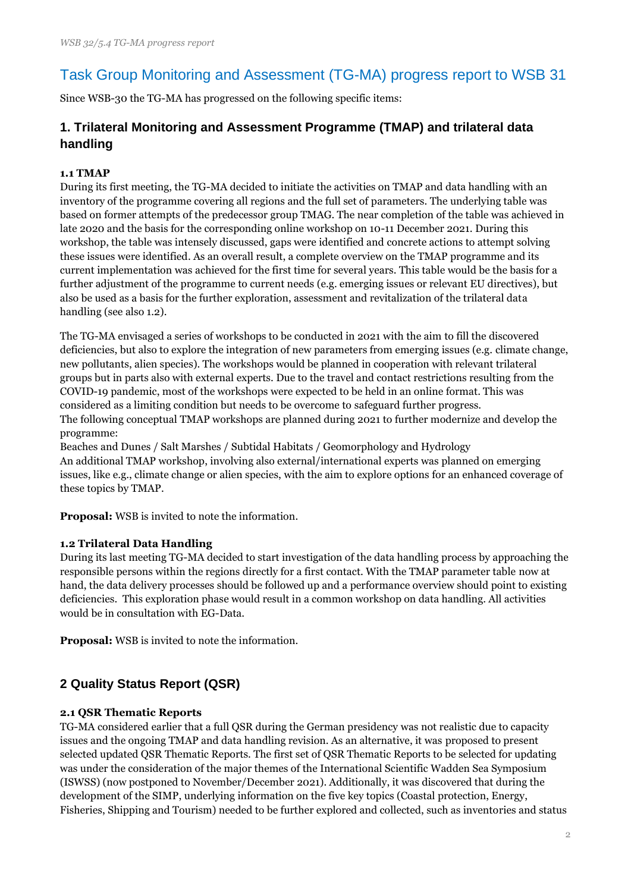# Task Group Monitoring and Assessment (TG-MA) progress report to WSB 31

Since WSB-30 the TG-MA has progressed on the following specific items:

## 1. Trilateral Monitoring and Assessment Programme (TMAP) and trilateral data handling

### 1.1 TMAP

During its first meeting, the TG-MA decided to initiate the activities on TMAP and data handling with an inventory of the programme covering all regions and the full set of parameters. The underlying table was based on former attempts of the predecessor group TMAG. The near completion of the table was achieved in late 2020 and the basis for the corresponding online workshop on 10-11 December 2021. During this workshop, the table was intensely discussed, gaps were identified and concrete actions to attempt solving these issues were identified. As an overall result, a complete overview on the TMAP programme and its current implementation was achieved for the first time for several years. This table would be the basis for a further adjustment of the programme to current needs (e.g. emerging issues or relevant EU directives), but also be used as a basis for the further exploration, assessment and revitalization of the trilateral data handling (see also 1.2).

The TG-MA envisaged a series of workshops to be conducted in 2021 with the aim to fill the discovered deficiencies, but also to explore the integration of new parameters from emerging issues (e.g. climate change, new pollutants, alien species). The workshops would be planned in cooperation with relevant trilateral groups but in parts also with external experts. Due to the travel and contact restrictions resulting from the COVID-19 pandemic, most of the workshops were expected to be held in an online format. This was considered as a limiting condition but needs to be overcome to safeguard further progress.
The following conceptual TMAP workshops are planned during 2021 to further modernize and develop the programme:
Beaches and Dunes / Salt Marshes / Subtidal Habitats / Geomorphology and Hydrology
An additional TMAP workshop, involving also external/international experts was planned on emerging issues, like e.g., climate change or alien species, with the aim to explore options for an enhanced coverage of these topics by TMAP.

**Proposal:** WSB is invited to note the information.

### 1.2 Trilateral Data Handling

During its last meeting TG-MA decided to start investigation of the data handling process by approaching the responsible persons within the regions directly for a first contact. With the TMAP parameter table now at hand, the data delivery processes should be followed up and a performance overview should point to existing deficiencies. This exploration phase would result in a common workshop on data handling. All activities would be in consultation with EG-Data.

**Proposal:** WSB is invited to note the information.

## 2 Quality Status Report (QSR)

### 2.1 QSR Thematic Reports

TG-MA considered earlier that a full QSR during the German presidency was not realistic due to capacity issues and the ongoing TMAP and data handling revision. As an alternative, it was proposed to present selected updated QSR Thematic Reports. The first set of QSR Thematic Reports to be selected for updating was under the consideration of the major themes of the International Scientific Wadden Sea Symposium (ISWSS) (now postponed to November/December 2021). Additionally, it was discovered that during the development of the SIMP, underlying information on the five key topics (Coastal protection, Energy, Fisheries, Shipping and Tourism) needed to be further explored and collected, such as inventories and status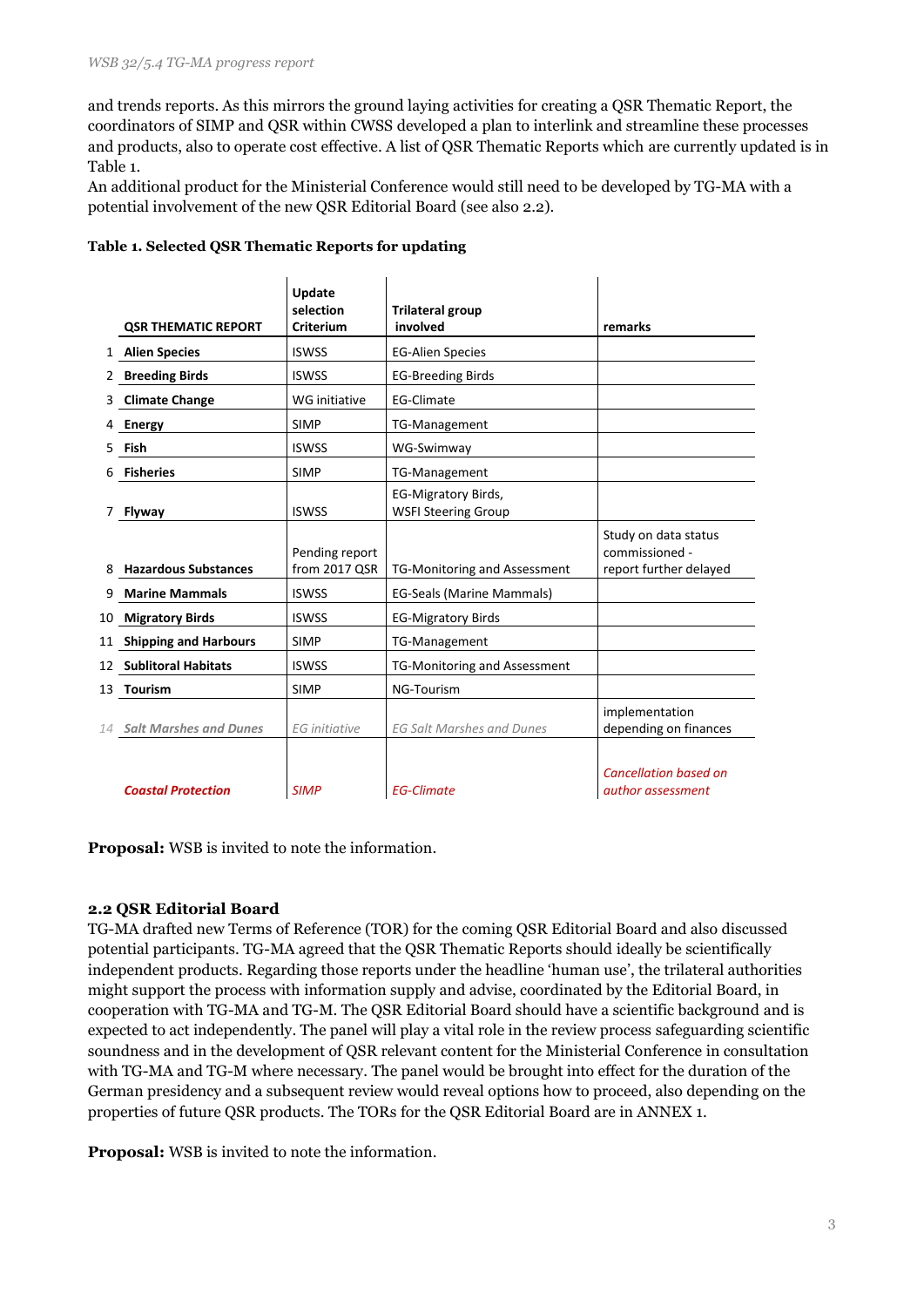and trends reports. As this mirrors the ground laying activities for creating a QSR Thematic Report, the coordinators of SIMP and QSR within CWSS developed a plan to interlink and streamline these processes and products, also to operate cost effective. A list of QSR Thematic Reports which are currently updated is in Table 1.
An additional product for the Ministerial Conference would still need to be developed by TG-MA with a potential involvement of the new QSR Editorial Board (see also 2.2).

**Table 1. Selected QSR Thematic Reports for updating**

| | QSR THEMATIC REPORT | Update selection Criterium | Trilateral group involved | remarks |
|---|---|---|---|---|
| 1 | **Alien Species** | ISWSS | EG-Alien Species | |
| 2 | **Breeding Birds** | ISWSS | EG-Breeding Birds | |
| 3 | **Climate Change** | WG initiative | EG-Climate | |
| 4 | **Energy** | SIMP | TG-Management | |
| 5 | **Fish** | ISWSS | WG-Swimway | |
| 6 | **Fisheries** | SIMP | TG-Management | |
| 7 | **Flyway** | ISWSS | EG-Migratory Birds, WSFI Steering Group | |
| 8 | **Hazardous Substances** | Pending report from 2017 QSR | TG-Monitoring and Assessment | Study on data status commissioned - report further delayed |
| 9 | **Marine Mammals** | ISWSS | EG-Seals (Marine Mammals) | |
| 10 | **Migratory Birds** | ISWSS | EG-Migratory Birds | |
| 11 | **Shipping and Harbours** | SIMP | TG-Management | |
| 12 | **Sublitoral Habitats** | ISWSS | TG-Monitoring and Assessment | |
| 13 | **Tourism** | SIMP | NG-Tourism | |
| *14* | ***Salt Marshes and Dunes*** | *EG initiative* | *EG Salt Marshes and Dunes* | implementation depending on finances |
| | ***Coastal Protection*** | *SIMP* | *EG-Climate* | *Cancellation based on author assessment* |

**Proposal:** WSB is invited to note the information.

### 2.2 QSR Editorial Board

TG-MA drafted new Terms of Reference (TOR) for the coming QSR Editorial Board and also discussed potential participants. TG-MA agreed that the QSR Thematic Reports should ideally be scientifically independent products. Regarding those reports under the headline 'human use', the trilateral authorities might support the process with information supply and advise, coordinated by the Editorial Board, in cooperation with TG-MA and TG-M. The QSR Editorial Board should have a scientific background and is expected to act independently. The panel will play a vital role in the review process safeguarding scientific soundness and in the development of QSR relevant content for the Ministerial Conference in consultation with TG-MA and TG-M where necessary. The panel would be brought into effect for the duration of the German presidency and a subsequent review would reveal options how to proceed, also depending on the properties of future QSR products. The TORs for the QSR Editorial Board are in ANNEX 1.

**Proposal:** WSB is invited to note the information.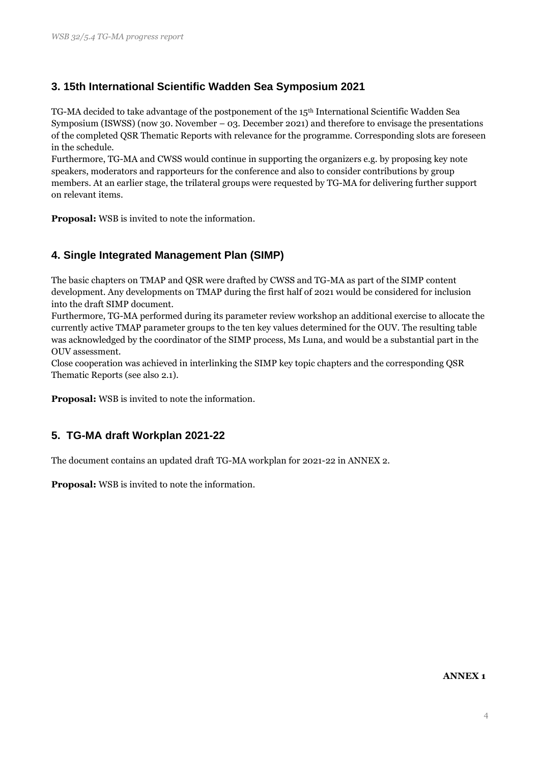## 3. 15th International Scientific Wadden Sea Symposium 2021

TG-MA decided to take advantage of the postponement of the 15th International Scientific Wadden Sea Symposium (ISWSS) (now 30. November – 03. December 2021) and therefore to envisage the presentations of the completed QSR Thematic Reports with relevance for the programme. Corresponding slots are foreseen in the schedule.
Furthermore, TG-MA and CWSS would continue in supporting the organizers e.g. by proposing key note speakers, moderators and rapporteurs for the conference and also to consider contributions by group members. At an earlier stage, the trilateral groups were requested by TG-MA for delivering further support on relevant items.

**Proposal:** WSB is invited to note the information.

## 4. Single Integrated Management Plan (SIMP)

The basic chapters on TMAP and QSR were drafted by CWSS and TG-MA as part of the SIMP content development. Any developments on TMAP during the first half of 2021 would be considered for inclusion into the draft SIMP document.
Furthermore, TG-MA performed during its parameter review workshop an additional exercise to allocate the currently active TMAP parameter groups to the ten key values determined for the OUV. The resulting table was acknowledged by the coordinator of the SIMP process, Ms Luna, and would be a substantial part in the OUV assessment.
Close cooperation was achieved in interlinking the SIMP key topic chapters and the corresponding QSR Thematic Reports (see also 2.1).

**Proposal:** WSB is invited to note the information.

## 5. TG-MA draft Workplan 2021-22

The document contains an updated draft TG-MA workplan for 2021-22 in ANNEX 2.

**Proposal:** WSB is invited to note the information.

**ANNEX 1**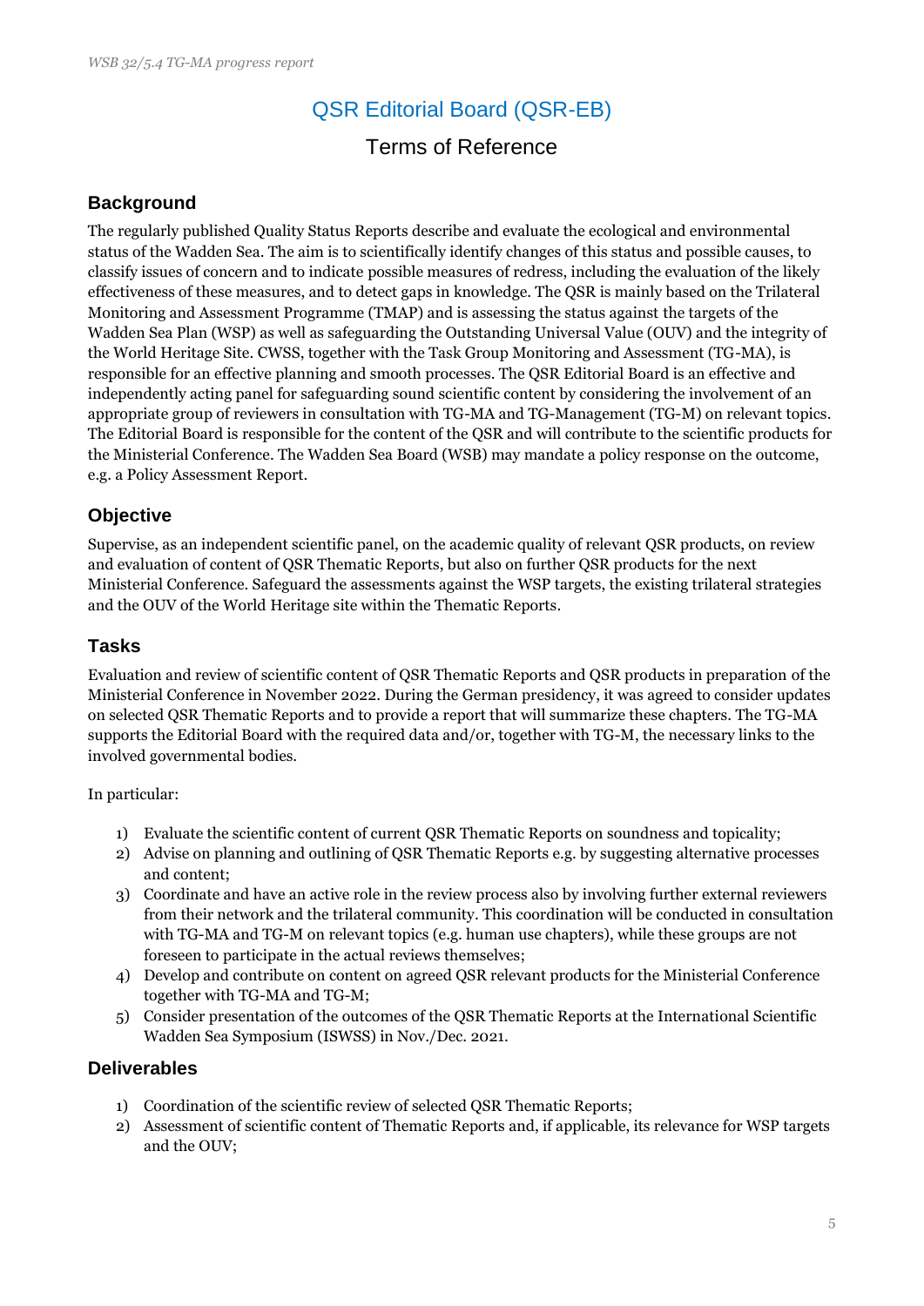# QSR Editorial Board (QSR-EB)

## Terms of Reference

### Background

The regularly published Quality Status Reports describe and evaluate the ecological and environmental status of the Wadden Sea. The aim is to scientifically identify changes of this status and possible causes, to classify issues of concern and to indicate possible measures of redress, including the evaluation of the likely effectiveness of these measures, and to detect gaps in knowledge. The QSR is mainly based on the Trilateral Monitoring and Assessment Programme (TMAP) and is assessing the status against the targets of the Wadden Sea Plan (WSP) as well as safeguarding the Outstanding Universal Value (OUV) and the integrity of the World Heritage Site. CWSS, together with the Task Group Monitoring and Assessment (TG-MA), is responsible for an effective planning and smooth processes. The QSR Editorial Board is an effective and independently acting panel for safeguarding sound scientific content by considering the involvement of an appropriate group of reviewers in consultation with TG-MA and TG-Management (TG-M) on relevant topics. The Editorial Board is responsible for the content of the QSR and will contribute to the scientific products for the Ministerial Conference. The Wadden Sea Board (WSB) may mandate a policy response on the outcome, e.g. a Policy Assessment Report.

### Objective

Supervise, as an independent scientific panel, on the academic quality of relevant QSR products, on review and evaluation of content of QSR Thematic Reports, but also on further QSR products for the next Ministerial Conference. Safeguard the assessments against the WSP targets, the existing trilateral strategies and the OUV of the World Heritage site within the Thematic Reports.

### Tasks

Evaluation and review of scientific content of QSR Thematic Reports and QSR products in preparation of the Ministerial Conference in November 2022. During the German presidency, it was agreed to consider updates on selected QSR Thematic Reports and to provide a report that will summarize these chapters. The TG-MA supports the Editorial Board with the required data and/or, together with TG-M, the necessary links to the involved governmental bodies.

In particular:

1) Evaluate the scientific content of current QSR Thematic Reports on soundness and topicality;
2) Advise on planning and outlining of QSR Thematic Reports e.g. by suggesting alternative processes and content;
3) Coordinate and have an active role in the review process also by involving further external reviewers from their network and the trilateral community. This coordination will be conducted in consultation with TG-MA and TG-M on relevant topics (e.g. human use chapters), while these groups are not foreseen to participate in the actual reviews themselves;
4) Develop and contribute on content on agreed QSR relevant products for the Ministerial Conference together with TG-MA and TG-M;
5) Consider presentation of the outcomes of the QSR Thematic Reports at the International Scientific Wadden Sea Symposium (ISWSS) in Nov./Dec. 2021.

### Deliverables

1) Coordination of the scientific review of selected QSR Thematic Reports;
2) Assessment of scientific content of Thematic Reports and, if applicable, its relevance for WSP targets and the OUV;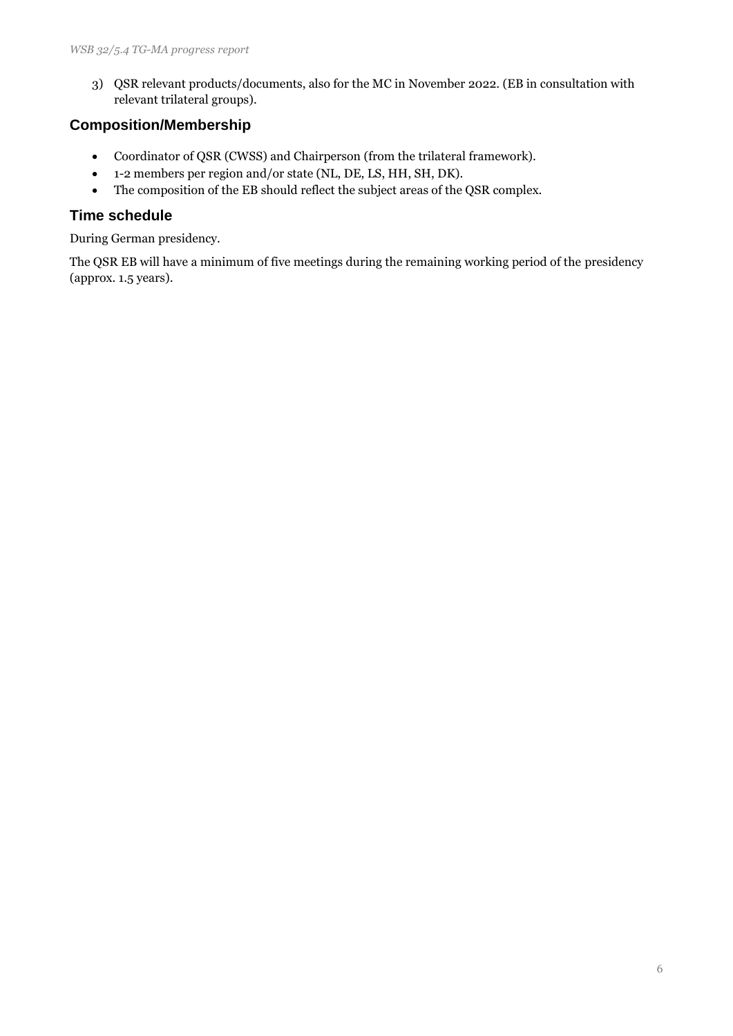3) QSR relevant products/documents, also for the MC in November 2022. (EB in consultation with relevant trilateral groups).

## Composition/Membership

- Coordinator of QSR (CWSS) and Chairperson (from the trilateral framework).
- 1-2 members per region and/or state (NL, DE, LS, HH, SH, DK).
- The composition of the EB should reflect the subject areas of the QSR complex.

## Time schedule

During German presidency.

The QSR EB will have a minimum of five meetings during the remaining working period of the presidency (approx. 1.5 years).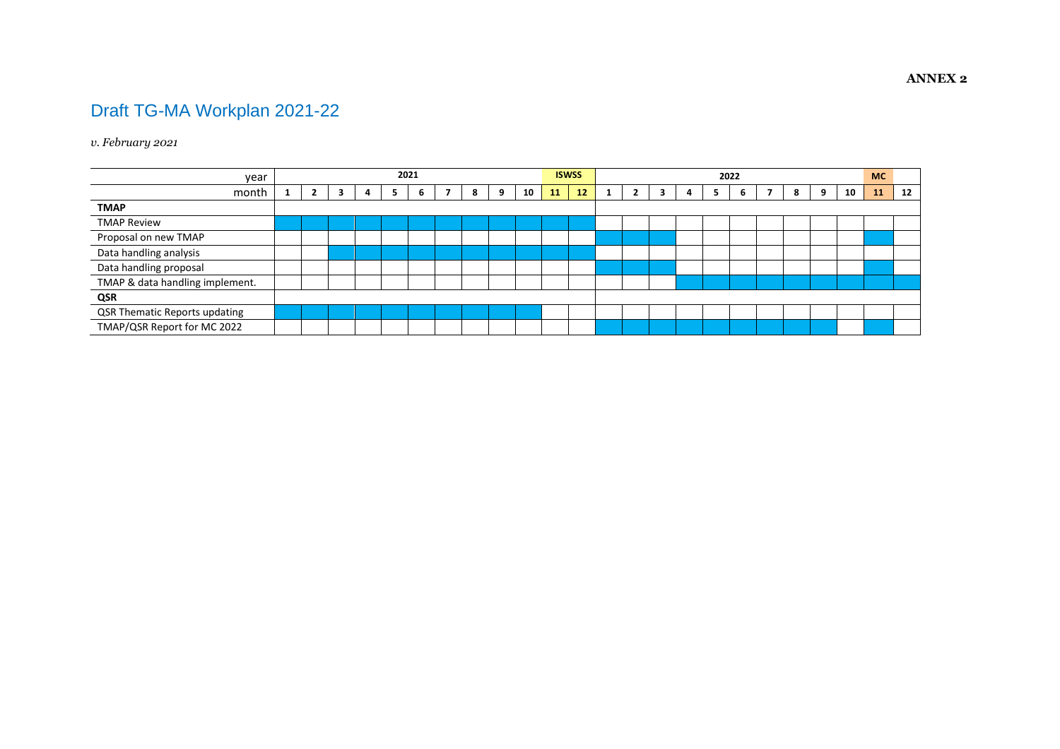**ANNEX 2**

# Draft TG-MA Workplan 2021-22

*v. February 2021*

| year | 2021 | | | | | | | | | | ISWSS | | 2022 | | | | | | | | | | MC | |
|---|---|---|---|---|---|---|---|---|---|---|---|---|---|---|---|---|---|---|---|---|---|---|---|---|
| month | 1 | 2 | 3 | 4 | 5 | 6 | 7 | 8 | 9 | 10 | 11 | 12 | 1 | 2 | 3 | 4 | 5 | 6 | 7 | 8 | 9 | 10 | 11 | 12 |
| **TMAP** | | | | | | | | | | | | | | | | | | | | | | | | |
| TMAP Review | X | X | X | X | X | X | X | X | X | X | X | X | | | | | | | | | | | | |
| Proposal on new TMAP | | | | | | | | | | | | | X | X | X | | | | | | | | X | |
| Data handling analysis | | | X | X | X | X | X | X | X | X | X | X | | | | | | | | | | | | |
| Data handling proposal | | | | | | | | | | | | | X | X | X | | | | | | | | X | |
| TMAP & data handling implement. | | | | | | | | | | | | | | | | X | X | X | X | X | X | X | X | X |
| **QSR** | | | | | | | | | | | | | | | | | | | | | | | | |
| QSR Thematic Reports updating | X | X | X | X | X | X | X | X | X | X | | | | | | | | | | | | | | |
| TMAP/QSR Report for MC 2022 | | | | | | | | | | | | | X | X | X | X | X | X | X | X | X | | X | |